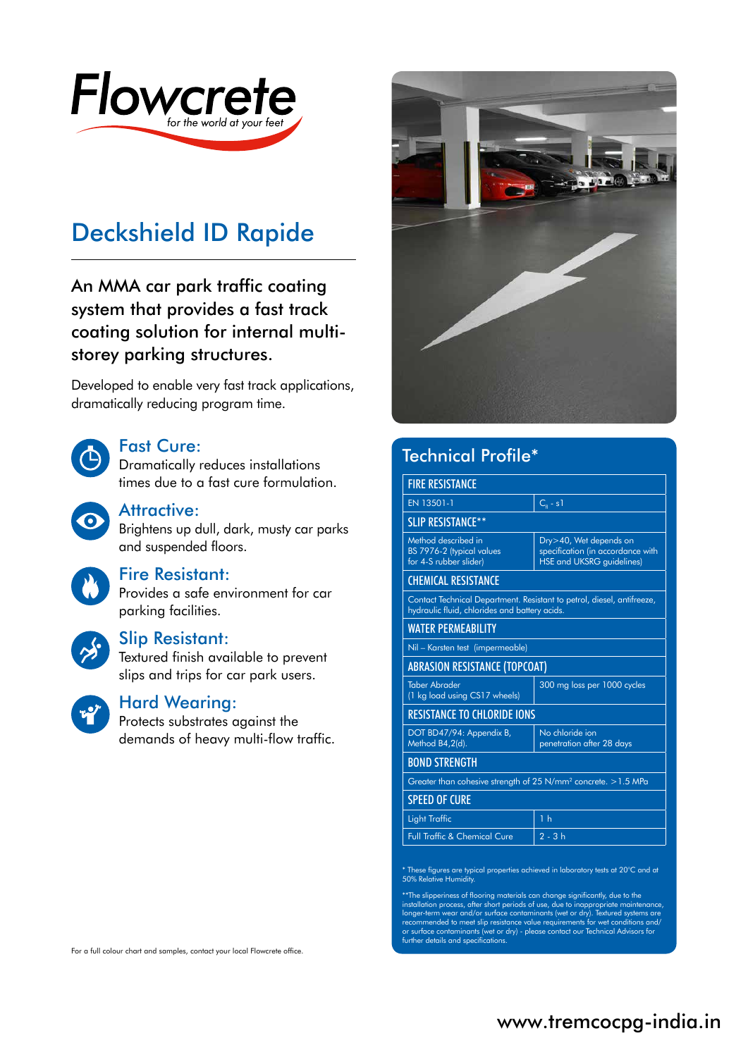Flowcrete

*for the world at your feet*

# Deckshield ID Rapide

An MMA car park traffic coating system that provides a fast track coating solution for internal multi-storey parking structures.

Developed to enable very fast track applications, dramatically reducing program time.

### Fast Cure:
Dramatically reduces installations times due to a fast cure formulation.

### Attractive:
Brightens up dull, dark, musty car parks and suspended floors.

### Fire Resistant:
Provides a safe environment for car parking facilities.

### Slip Resistant:
Textured finish available to prevent slips and trips for car park users.

### Hard Wearing:
Protects substrates against the demands of heavy multi-flow traffic.

For a full colour chart and samples, contact your local Flowcrete office.

## Technical Profile*

| FIRE RESISTANCE | |
|---|---|
| EN 13501-1 | $C_{fl}$ - s1 |
| **SLIP RESISTANCE**** | |
| Method described in BS 7976-2 (typical values for 4-S rubber slider) | Dry>40, Wet depends on specification (in accordance with HSE and UKSRG guidelines) |
| **CHEMICAL RESISTANCE** | |
| Contact Technical Department. Resistant to petrol, diesel, antifreeze, hydraulic fluid, chlorides and battery acids. | |
| **WATER PERMEABILITY** | |
| Nil – Karsten test (impermeable) | |
| **ABRASION RESISTANCE (TOPCOAT)** | |
| Taber Abrader (1 kg load using CS17 wheels) | 300 mg loss per 1000 cycles |
| **RESISTANCE TO CHLORIDE IONS** | |
| DOT BD47/94: Appendix B, Method B4,2(d). | No chloride ion penetration after 28 days |
| **BOND STRENGTH** | |
| Greater than cohesive strength of 25 N/mm² concrete. >1.5 MPa | |
| **SPEED OF CURE** | |
| Light Traffic | 1 h |
| Full Traffic & Chemical Cure | 2 - 3 h |

* These figures are typical properties achieved in laboratory tests at 20°C and at 50% Relative Humidity.

**The slipperiness of flooring materials can change significantly, due to the installation process, after short periods of use, due to inappropriate maintenance, longer-term wear and/or surface contaminants (wet or dry). Textured systems are recommended to meet slip resistance value requirements for wet conditions and/or surface contaminants (wet or dry) - please contact our Technical Advisors for further details and specifications.

www.tremcocpg-india.in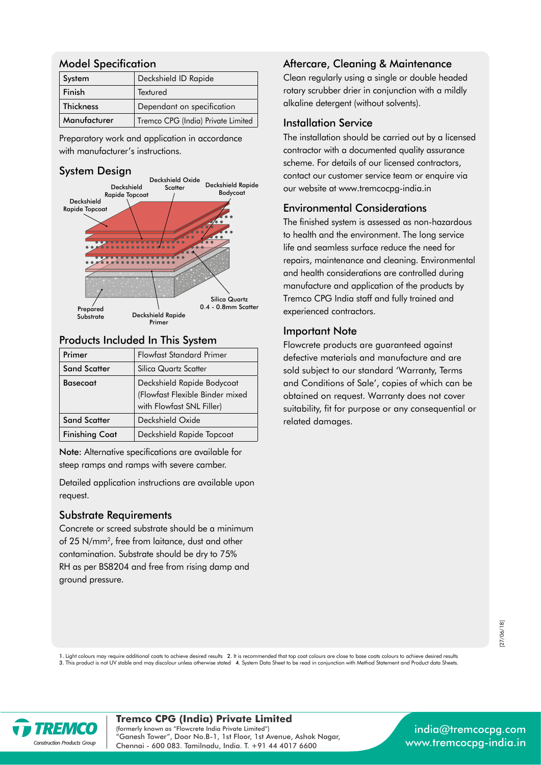## Model Specification

| | |
|---|---|
| System | Deckshield ID Rapide |
| Finish | Textured |
| Thickness | Dependant on specification |
| Manufacturer | Tremco CPG (India) Private Limited |

Preparatory work and application in accordance with manufacturer's instructions.

## System Design

Deckshield Rapide Topcoat
Deckshield Rapide Topcoat
Deckshield Oxide Scatter
Deckshield Rapide Bodycoat
Silica Quartz 0.4 - 0.8mm Scatter
Prepared Substrate
Deckshield Rapide Primer

## Products Included In This System

| | |
|---|---|
| Primer | Flowfast Standard Primer |
| Sand Scatter | Silica Quartz Scatter |
| Basecoat | Deckshield Rapide Bodycoat (Flowfast Flexible Binder mixed with Flowfast SNL Filler) |
| Sand Scatter | Deckshield Oxide |
| Finishing Coat | Deckshield Rapide Topcoat |

**Note:** Alternative specifications are available for steep ramps and ramps with severe camber.

Detailed application instructions are available upon request.

## Substrate Requirements

Concrete or screed substrate should be a minimum of 25 N/mm$^2$, free from laitance, dust and other contamination. Substrate should be dry to 75% RH as per BS8204 and free from rising damp and ground pressure.

## Aftercare, Cleaning & Maintenance

Clean regularly using a single or double headed rotary scrubber drier in conjunction with a mildly alkaline detergent (without solvents).

## Installation Service

The installation should be carried out by a licensed contractor with a documented quality assurance scheme. For details of our licensed contractors, contact our customer service team or enquire via our website at www.tremcocpg-india.in

## Environmental Considerations

The finished system is assessed as non-hazardous to health and the environment. The long service life and seamless surface reduce the need for repairs, maintenance and cleaning. Environmental and health considerations are controlled during manufacture and application of the products by Tremco CPG India staff and fully trained and experienced contractors.

## Important Note

Flowcrete products are guaranteed against defective materials and manufacture and are sold subject to our standard 'Warranty, Terms and Conditions of Sale', copies of which can be obtained on request. Warranty does not cover suitability, fit for purpose or any consequential or related damages.

[27/06/18]

1. Light colours may require additional coats to achieve desired results 2. It is recommended that top coat colours are close to base coats colours to achieve desired results 3. This product is not UV stable and may discolour unless otherwise stated 4. System Data Sheet to be read in conjunction with Method Statement and Product data Sheets.

TREMCO Construction Products Group

**Tremco CPG (India) Private Limited**
(formerly known as "Flowcrete India Private Limited")
"Ganesh Tower", Door No.B-1, 1st Floor, 1st Avenue, Ashok Nagar,
Chennai - 600 083. Tamilnadu, India. T. +91 44 4017 6600

india@tremcocpg.com
www.tremcocpg-india.in